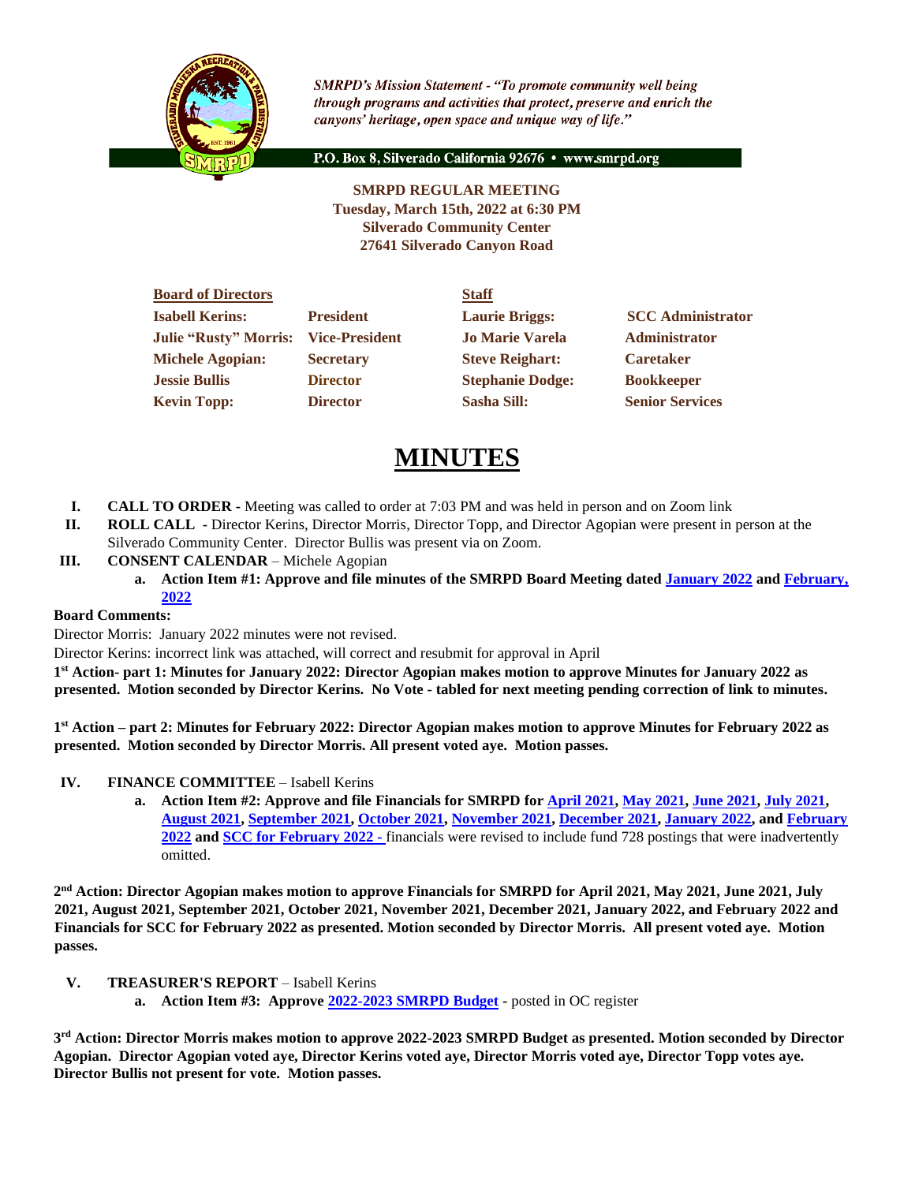*SMRPD's Mission Statement - "To promote community well being through programs and activities that protect, preserve and enrich the canyons' heritage, open space and unique way of life."*

P.O. Box 8, Silverado California 92676 • www.smrpd.org

**SMRPD REGULAR MEETING**
**Tuesday, March 15th, 2022 at 6:30 PM**
**Silverado Community Center**
**27641 Silverado Canyon Road**

| **Board of Directors** | | **Staff** | |
|---|---|---|---|
| **Isabell Kerins:** | **President** | **Laurie Briggs:** | **SCC Administrator** |
| **Julie "Rusty" Morris:** | **Vice-President** | **Jo Marie Varela** | **Administrator** |
| **Michele Agopian:** | **Secretary** | **Steve Reighart:** | **Caretaker** |
| **Jessie Bullis** | **Director** | **Stephanie Dodge:** | **Bookkeeper** |
| **Kevin Topp:** | **Director** | **Sasha Sill:** | **Senior Services** |

# MINUTES

I. **CALL TO ORDER** - Meeting was called to order at 7:03 PM and was held in person and on Zoom link

II. **ROLL CALL** - Director Kerins, Director Morris, Director Topp, and Director Agopian were present in person at the Silverado Community Center. Director Bullis was present via on Zoom.

III. **CONSENT CALENDAR** – Michele Agopian

   a. **Action Item #1: Approve and file minutes of the SMRPD Board Meeting dated January 2022 and February, 2022**

**Board Comments:**

Director Morris: January 2022 minutes were not revised.

Director Kerins: incorrect link was attached, will correct and resubmit for approval in April

**1st Action- part 1: Minutes for January 2022: Director Agopian makes motion to approve Minutes for January 2022 as presented. Motion seconded by Director Kerins. No Vote - tabled for next meeting pending correction of link to minutes.**

**1st Action – part 2: Minutes for February 2022: Director Agopian makes motion to approve Minutes for February 2022 as presented. Motion seconded by Director Morris. All present voted aye. Motion passes.**

IV. **FINANCE COMMITTEE** – Isabell Kerins

   a. **Action Item #2: Approve and file Financials for SMRPD for April 2021, May 2021, June 2021, July 2021, August 2021, September 2021, October 2021, November 2021, December 2021, January 2022, and February 2022 and SCC for February 2022 -** financials were revised to include fund 728 postings that were inadvertently omitted.

**2nd Action: Director Agopian makes motion to approve Financials for SMRPD for April 2021, May 2021, June 2021, July 2021, August 2021, September 2021, October 2021, November 2021, December 2021, January 2022, and February 2022 and Financials for SCC for February 2022 as presented. Motion seconded by Director Morris. All present voted aye. Motion passes.**

V. **TREASURER'S REPORT** – Isabell Kerins

   a. **Action Item #3: Approve 2022-2023 SMRPD Budget -** posted in OC register

**3rd Action: Director Morris makes motion to approve 2022-2023 SMRPD Budget as presented. Motion seconded by Director Agopian. Director Agopian voted aye, Director Kerins voted aye, Director Morris voted aye, Director Topp votes aye. Director Bullis not present for vote. Motion passes.**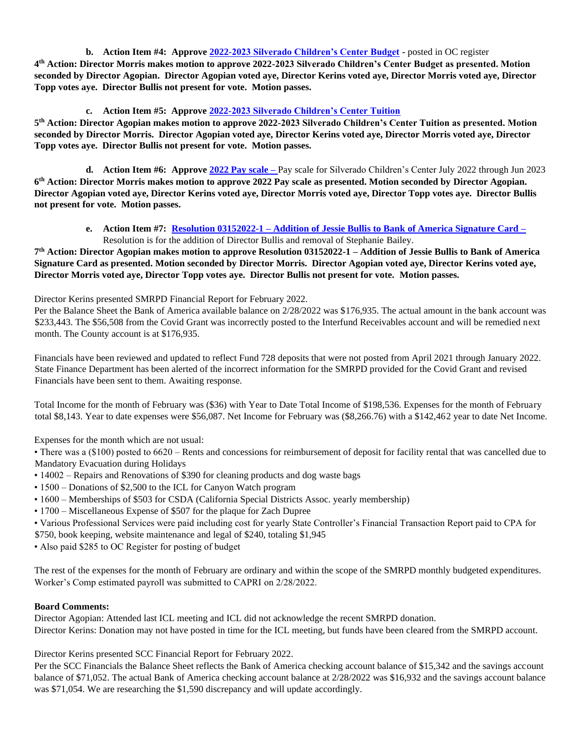**b. Action Item #4: Approve 2022-2023 Silverado Children's Center Budget** - posted in OC register

**4th Action: Director Morris makes motion to approve 2022-2023 Silverado Children's Center Budget as presented. Motion seconded by Director Agopian. Director Agopian voted aye, Director Kerins voted aye, Director Morris voted aye, Director Topp votes aye. Director Bullis not present for vote. Motion passes.**

**c. Action Item #5: Approve 2022-2023 Silverado Children's Center Tuition**

**5th Action: Director Agopian makes motion to approve 2022-2023 Silverado Children's Center Tuition as presented. Motion seconded by Director Morris. Director Agopian voted aye, Director Kerins voted aye, Director Morris voted aye, Director Topp votes aye. Director Bullis not present for vote. Motion passes.**

**d. Action Item #6: Approve 2022 Pay scale –** Pay scale for Silverado Children's Center July 2022 through Jun 2023

**6th Action: Director Morris makes motion to approve 2022 Pay scale as presented. Motion seconded by Director Agopian. Director Agopian voted aye, Director Kerins voted aye, Director Morris voted aye, Director Topp votes aye. Director Bullis not present for vote. Motion passes.**

**e. Action Item #7: Resolution 03152022-1 – Addition of Jessie Bullis to Bank of America Signature Card –** Resolution is for the addition of Director Bullis and removal of Stephanie Bailey.

**7th Action: Director Agopian makes motion to approve Resolution 03152022-1 – Addition of Jessie Bullis to Bank of America Signature Card as presented. Motion seconded by Director Morris. Director Agopian voted aye, Director Kerins voted aye, Director Morris voted aye, Director Topp votes aye. Director Bullis not present for vote. Motion passes.**

Director Kerins presented SMRPD Financial Report for February 2022.

Per the Balance Sheet the Bank of America available balance on 2/28/2022 was $176,935. The actual amount in the bank account was $233,443. The $56,508 from the Covid Grant was incorrectly posted to the Interfund Receivables account and will be remedied next month. The County account is at $176,935.

Financials have been reviewed and updated to reflect Fund 728 deposits that were not posted from April 2021 through January 2022. State Finance Department has been alerted of the incorrect information for the SMRPD provided for the Covid Grant and revised Financials have been sent to them. Awaiting response.

Total Income for the month of February was ($36) with Year to Date Total Income of $198,536. Expenses for the month of February total $8,143. Year to date expenses were $56,087. Net Income for February was ($8,266.76) with a $142,462 year to date Net Income.

Expenses for the month which are not usual:

- There was a ($100) posted to 6620 – Rents and concessions for reimbursement of deposit for facility rental that was cancelled due to Mandatory Evacuation during Holidays
- 14002 – Repairs and Renovations of $390 for cleaning products and dog waste bags
- 1500 – Donations of $2,500 to the ICL for Canyon Watch program
- 1600 – Memberships of $503 for CSDA (California Special Districts Assoc. yearly membership)
- 1700 – Miscellaneous Expense of $507 for the plaque for Zach Dupree
- Various Professional Services were paid including cost for yearly State Controller's Financial Transaction Report paid to CPA for $750, book keeping, website maintenance and legal of $240, totaling $1,945
- Also paid $285 to OC Register for posting of budget

The rest of the expenses for the month of February are ordinary and within the scope of the SMRPD monthly budgeted expenditures. Worker's Comp estimated payroll was submitted to CAPRI on 2/28/2022.

**Board Comments:**

Director Agopian: Attended last ICL meeting and ICL did not acknowledge the recent SMRPD donation.

Director Kerins: Donation may not have posted in time for the ICL meeting, but funds have been cleared from the SMRPD account.

Director Kerins presented SCC Financial Report for February 2022.

Per the SCC Financials the Balance Sheet reflects the Bank of America checking account balance of $15,342 and the savings account balance of $71,052. The actual Bank of America checking account balance at 2/28/2022 was $16,932 and the savings account balance was $71,054. We are researching the $1,590 discrepancy and will update accordingly.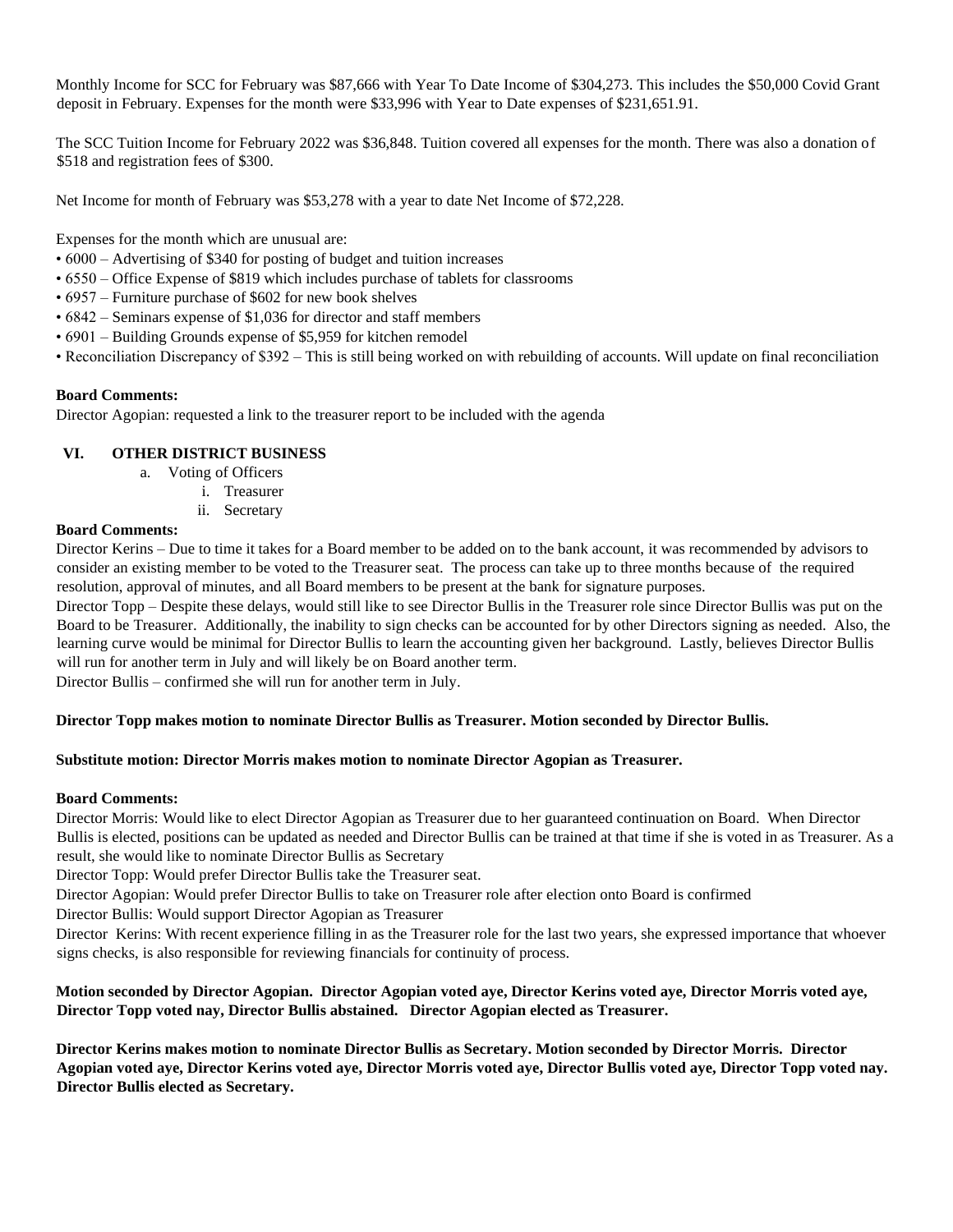Monthly Income for SCC for February was $87,666 with Year To Date Income of $304,273. This includes the $50,000 Covid Grant deposit in February. Expenses for the month were $33,996 with Year to Date expenses of $231,651.91.

The SCC Tuition Income for February 2022 was $36,848. Tuition covered all expenses for the month. There was also a donation of $518 and registration fees of $300.

Net Income for month of February was $53,278 with a year to date Net Income of $72,228.

Expenses for the month which are unusual are:

- 6000 – Advertising of $340 for posting of budget and tuition increases
- 6550 – Office Expense of $819 which includes purchase of tablets for classrooms
- 6957 – Furniture purchase of $602 for new book shelves
- 6842 – Seminars expense of $1,036 for director and staff members
- 6901 – Building Grounds expense of $5,959 for kitchen remodel
- Reconciliation Discrepancy of $392 – This is still being worked on with rebuilding of accounts. Will update on final reconciliation

**Board Comments:**
Director Agopian: requested a link to the treasurer report to be included with the agenda

## VI. OTHER DISTRICT BUSINESS

a. Voting of Officers
   i. Treasurer
   ii. Secretary

**Board Comments:**
Director Kerins – Due to time it takes for a Board member to be added on to the bank account, it was recommended by advisors to consider an existing member to be voted to the Treasurer seat. The process can take up to three months because of the required resolution, approval of minutes, and all Board members to be present at the bank for signature purposes.
Director Topp – Despite these delays, would still like to see Director Bullis in the Treasurer role since Director Bullis was put on the Board to be Treasurer. Additionally, the inability to sign checks can be accounted for by other Directors signing as needed. Also, the learning curve would be minimal for Director Bullis to learn the accounting given her background. Lastly, believes Director Bullis will run for another term in July and will likely be on Board another term.
Director Bullis – confirmed she will run for another term in July.

**Director Topp makes motion to nominate Director Bullis as Treasurer. Motion seconded by Director Bullis.**

**Substitute motion: Director Morris makes motion to nominate Director Agopian as Treasurer.**

**Board Comments:**
Director Morris: Would like to elect Director Agopian as Treasurer due to her guaranteed continuation on Board. When Director Bullis is elected, positions can be updated as needed and Director Bullis can be trained at that time if she is voted in as Treasurer. As a result, she would like to nominate Director Bullis as Secretary
Director Topp: Would prefer Director Bullis take the Treasurer seat.
Director Agopian: Would prefer Director Bullis to take on Treasurer role after election onto Board is confirmed
Director Bullis: Would support Director Agopian as Treasurer
Director Kerins: With recent experience filling in as the Treasurer role for the last two years, she expressed importance that whoever signs checks, is also responsible for reviewing financials for continuity of process.

**Motion seconded by Director Agopian. Director Agopian voted aye, Director Kerins voted aye, Director Morris voted aye, Director Topp voted nay, Director Bullis abstained. Director Agopian elected as Treasurer.**

**Director Kerins makes motion to nominate Director Bullis as Secretary. Motion seconded by Director Morris. Director Agopian voted aye, Director Kerins voted aye, Director Morris voted aye, Director Bullis voted aye, Director Topp voted nay. Director Bullis elected as Secretary.**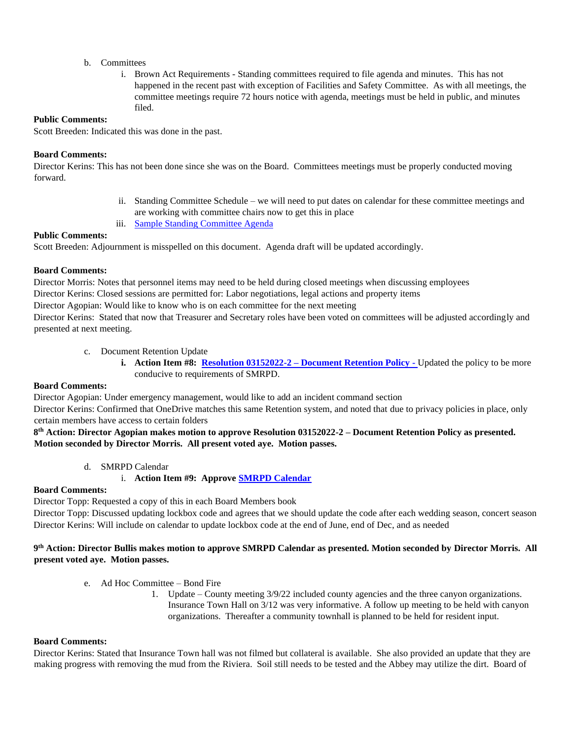b. Committees

i. Brown Act Requirements - Standing committees required to file agenda and minutes. This has not happened in the recent past with exception of Facilities and Safety Committee. As with all meetings, the committee meetings require 72 hours notice with agenda, meetings must be held in public, and minutes filed.

**Public Comments:**
Scott Breeden: Indicated this was done in the past.

**Board Comments:**
Director Kerins: This has not been done since she was on the Board. Committees meetings must be properly conducted moving forward.

ii. Standing Committee Schedule – we will need to put dates on calendar for these committee meetings and are working with committee chairs now to get this in place

iii. Sample Standing Committee Agenda

**Public Comments:**
Scott Breeden: Adjournment is misspelled on this document. Agenda draft will be updated accordingly.

**Board Comments:**
Director Morris: Notes that personnel items may need to be held during closed meetings when discussing employees
Director Kerins: Closed sessions are permitted for: Labor negotiations, legal actions and property items
Director Agopian: Would like to know who is on each committee for the next meeting
Director Kerins: Stated that now that Treasurer and Secretary roles have been voted on committees will be adjusted accordingly and presented at next meeting.

c. Document Retention Update

**i. Action Item #8: Resolution 03152022-2 – Document Retention Policy -** Updated the policy to be more conducive to requirements of SMRPD.

**Board Comments:**
Director Agopian: Under emergency management, would like to add an incident command section
Director Kerins: Confirmed that OneDrive matches this same Retention system, and noted that due to privacy policies in place, only certain members have access to certain folders

**8th Action: Director Agopian makes motion to approve Resolution 03152022-2 – Document Retention Policy as presented. Motion seconded by Director Morris. All present voted aye. Motion passes.**

d. SMRPD Calendar

i. **Action Item #9: Approve SMRPD Calendar**

**Board Comments:**
Director Topp: Requested a copy of this in each Board Members book
Director Topp: Discussed updating lockbox code and agrees that we should update the code after each wedding season, concert season
Director Kerins: Will include on calendar to update lockbox code at the end of June, end of Dec, and as needed

**9th Action: Director Bullis makes motion to approve SMRPD Calendar as presented. Motion seconded by Director Morris. All present voted aye. Motion passes.**

e. Ad Hoc Committee – Bond Fire

1. Update – County meeting 3/9/22 included county agencies and the three canyon organizations. Insurance Town Hall on 3/12 was very informative. A follow up meeting to be held with canyon organizations. Thereafter a community townhall is planned to be held for resident input.

**Board Comments:**
Director Kerins: Stated that Insurance Town hall was not filmed but collateral is available. She also provided an update that they are making progress with removing the mud from the Riviera. Soil still needs to be tested and the Abbey may utilize the dirt. Board of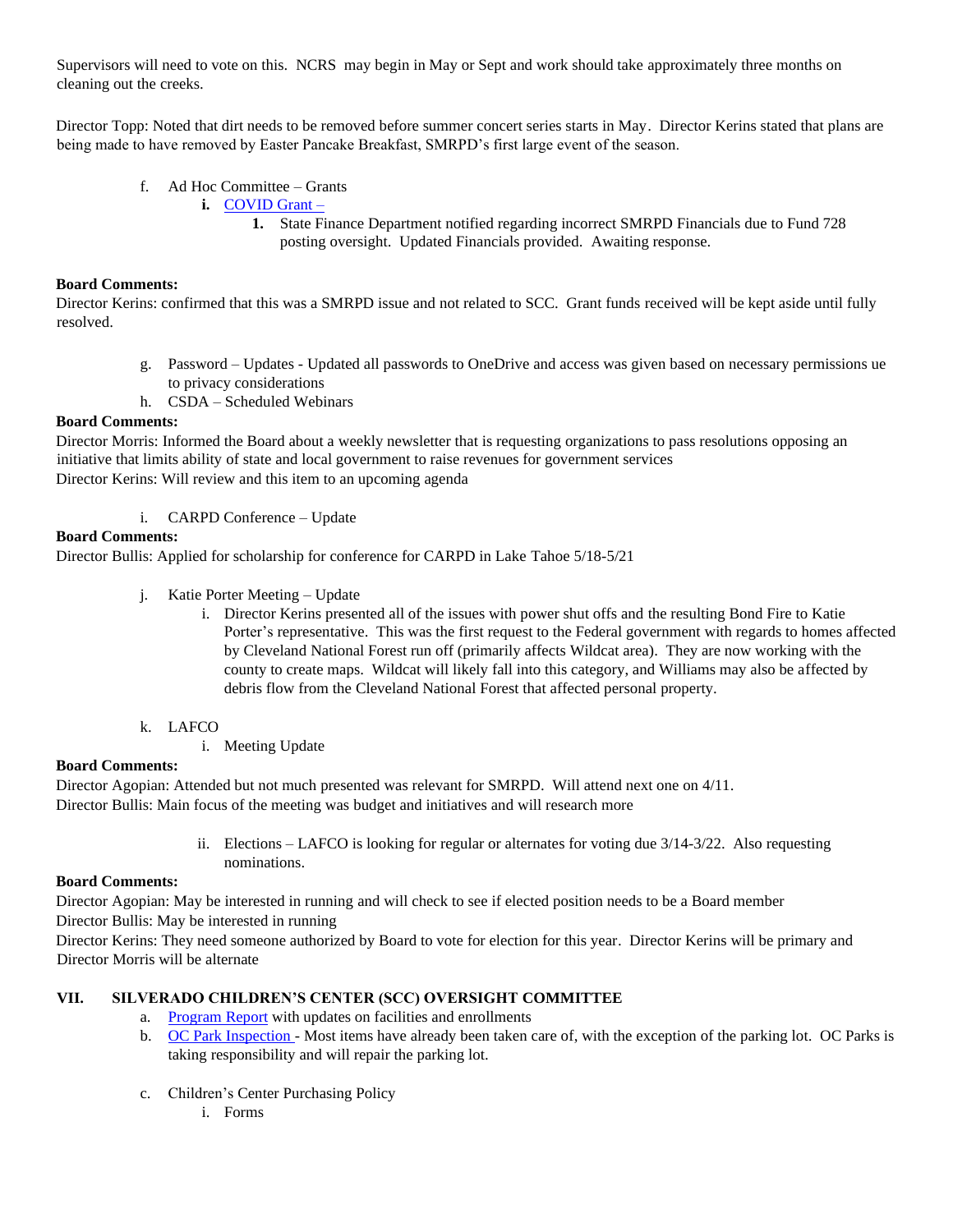Supervisors will need to vote on this. NCRS may begin in May or Sept and work should take approximately three months on cleaning out the creeks.

Director Topp: Noted that dirt needs to be removed before summer concert series starts in May. Director Kerins stated that plans are being made to have removed by Easter Pancake Breakfast, SMRPD's first large event of the season.

f. Ad Hoc Committee – Grants
   - **i.** COVID Grant –
     1. State Finance Department notified regarding incorrect SMRPD Financials due to Fund 728 posting oversight. Updated Financials provided. Awaiting response.

**Board Comments:**
Director Kerins: confirmed that this was a SMRPD issue and not related to SCC. Grant funds received will be kept aside until fully resolved.

g. Password – Updates - Updated all passwords to OneDrive and access was given based on necessary permissions ue to privacy considerations
h. CSDA – Scheduled Webinars

**Board Comments:**
Director Morris: Informed the Board about a weekly newsletter that is requesting organizations to pass resolutions opposing an initiative that limits ability of state and local government to raise revenues for government services
Director Kerins: Will review and this item to an upcoming agenda

i. CARPD Conference – Update

**Board Comments:**
Director Bullis: Applied for scholarship for conference for CARPD in Lake Tahoe 5/18-5/21

j. Katie Porter Meeting – Update
   - i. Director Kerins presented all of the issues with power shut offs and the resulting Bond Fire to Katie Porter's representative. This was the first request to the Federal government with regards to homes affected by Cleveland National Forest run off (primarily affects Wildcat area). They are now working with the county to create maps. Wildcat will likely fall into this category, and Williams may also be affected by debris flow from the Cleveland National Forest that affected personal property.

k. LAFCO
   - i. Meeting Update

**Board Comments:**
Director Agopian: Attended but not much presented was relevant for SMRPD. Will attend next one on 4/11.
Director Bullis: Main focus of the meeting was budget and initiatives and will research more

   - ii. Elections – LAFCO is looking for regular or alternates for voting due 3/14-3/22. Also requesting nominations.

**Board Comments:**
Director Agopian: May be interested in running and will check to see if elected position needs to be a Board member
Director Bullis: May be interested in running
Director Kerins: They need someone authorized by Board to vote for election for this year. Director Kerins will be primary and Director Morris will be alternate

## VII. SILVERADO CHILDREN'S CENTER (SCC) OVERSIGHT COMMITTEE

a. Program Report with updates on facilities and enrollments
b. OC Park Inspection - Most items have already been taken care of, with the exception of the parking lot. OC Parks is taking responsibility and will repair the parking lot.
c. Children's Center Purchasing Policy
   - i. Forms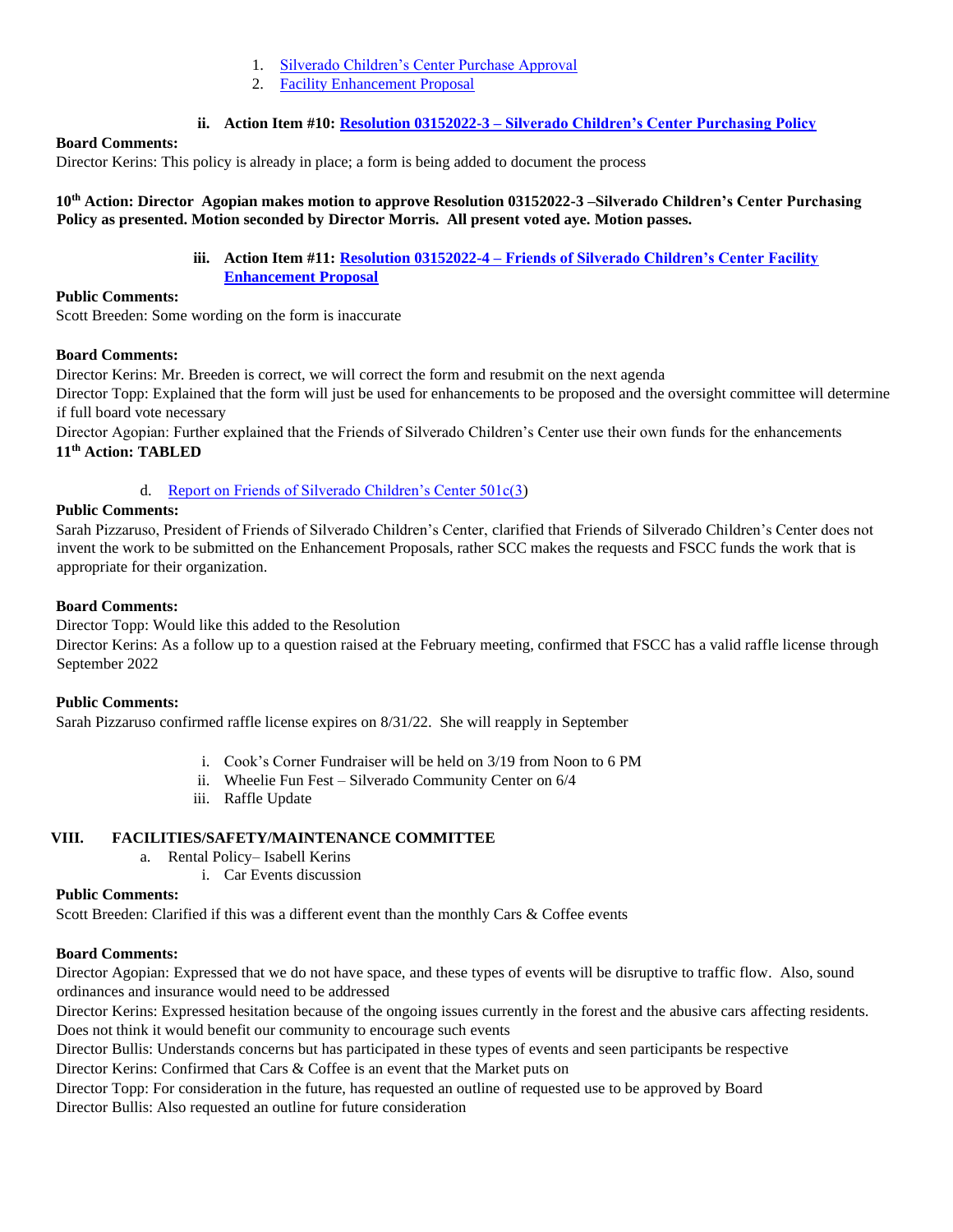1. [Silverado Children's Center Purchase Approval]
2. [Facility Enhancement Proposal]

**ii. Action Item #10: [Resolution 03152022-3 – Silverado Children's Center Purchasing Policy]**

**Board Comments:**

Director Kerins: This policy is already in place; a form is being added to document the process

**10th Action: Director Agopian makes motion to approve Resolution 03152022-3 –Silverado Children's Center Purchasing Policy as presented. Motion seconded by Director Morris. All present voted aye. Motion passes.**

**iii. Action Item #11: [Resolution 03152022-4 – Friends of Silverado Children's Center Facility Enhancement Proposal]**

**Public Comments:**

Scott Breeden: Some wording on the form is inaccurate

**Board Comments:**

Director Kerins: Mr. Breeden is correct, we will correct the form and resubmit on the next agenda

Director Topp: Explained that the form will just be used for enhancements to be proposed and the oversight committee will determine if full board vote necessary

Director Agopian: Further explained that the Friends of Silverado Children's Center use their own funds for the enhancements

**11th Action: TABLED**

d. [Report on Friends of Silverado Children's Center 501c(3])

**Public Comments:**

Sarah Pizzaruso, President of Friends of Silverado Children's Center, clarified that Friends of Silverado Children's Center does not invent the work to be submitted on the Enhancement Proposals, rather SCC makes the requests and FSCC funds the work that is appropriate for their organization.

**Board Comments:**

Director Topp: Would like this added to the Resolution

Director Kerins: As a follow up to a question raised at the February meeting, confirmed that FSCC has a valid raffle license through September 2022

**Public Comments:**

Sarah Pizzaruso confirmed raffle license expires on 8/31/22. She will reapply in September

i. Cook's Corner Fundraiser will be held on 3/19 from Noon to 6 PM
ii. Wheelie Fun Fest – Silverado Community Center on 6/4
iii. Raffle Update

## VIII. FACILITIES/SAFETY/MAINTENANCE COMMITTEE

a. Rental Policy– Isabell Kerins
   i. Car Events discussion

**Public Comments:**

Scott Breeden: Clarified if this was a different event than the monthly Cars & Coffee events

**Board Comments:**

Director Agopian: Expressed that we do not have space, and these types of events will be disruptive to traffic flow. Also, sound ordinances and insurance would need to be addressed

Director Kerins: Expressed hesitation because of the ongoing issues currently in the forest and the abusive cars affecting residents. Does not think it would benefit our community to encourage such events

Director Bullis: Understands concerns but has participated in these types of events and seen participants be respective

Director Kerins: Confirmed that Cars & Coffee is an event that the Market puts on

Director Topp: For consideration in the future, has requested an outline of requested use to be approved by Board

Director Bullis: Also requested an outline for future consideration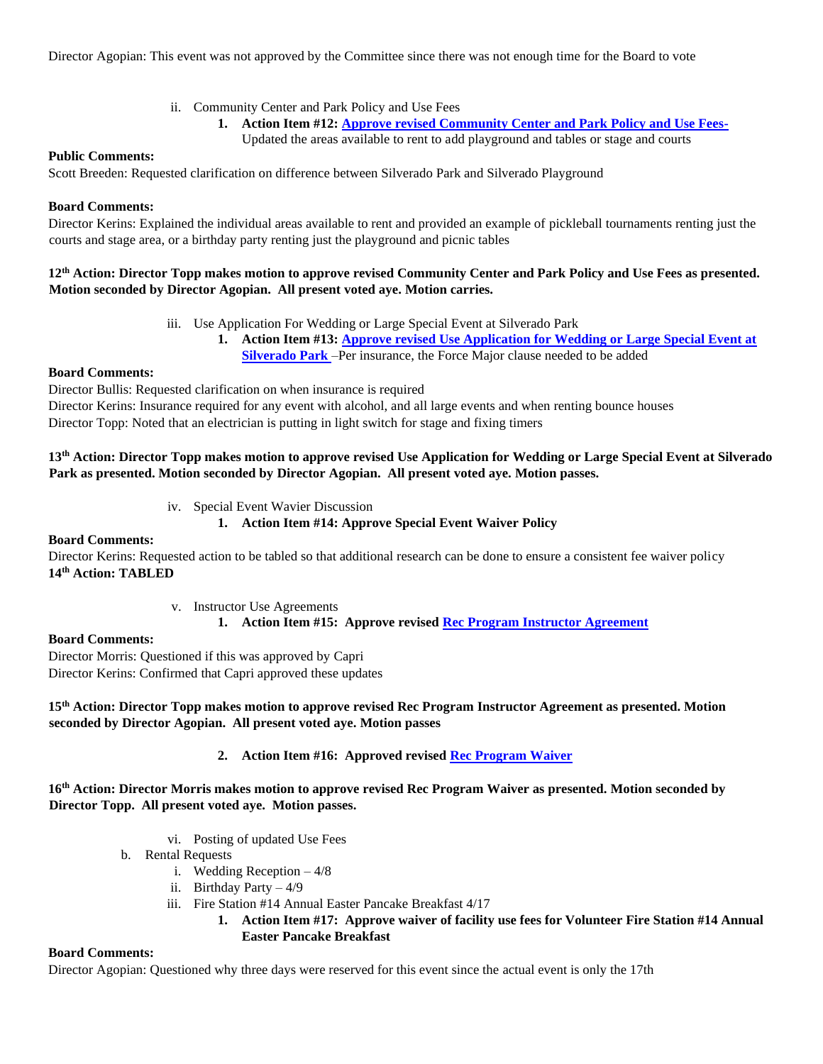Director Agopian: This event was not approved by the Committee since there was not enough time for the Board to vote

ii. Community Center and Park Policy and Use Fees

1. **Action Item #12: Approve revised Community Center and Park Policy and Use Fees-** Updated the areas available to rent to add playground and tables or stage and courts

**Public Comments:**
Scott Breeden: Requested clarification on difference between Silverado Park and Silverado Playground

**Board Comments:**
Director Kerins: Explained the individual areas available to rent and provided an example of pickleball tournaments renting just the courts and stage area, or a birthday party renting just the playground and picnic tables

**12th Action: Director Topp makes motion to approve revised Community Center and Park Policy and Use Fees as presented. Motion seconded by Director Agopian. All present voted aye. Motion carries.**

iii. Use Application For Wedding or Large Special Event at Silverado Park

1. **Action Item #13: Approve revised Use Application for Wedding or Large Special Event at Silverado Park** –Per insurance, the Force Major clause needed to be added

**Board Comments:**
Director Bullis: Requested clarification on when insurance is required
Director Kerins: Insurance required for any event with alcohol, and all large events and when renting bounce houses
Director Topp: Noted that an electrician is putting in light switch for stage and fixing timers

**13th Action: Director Topp makes motion to approve revised Use Application for Wedding or Large Special Event at Silverado Park as presented. Motion seconded by Director Agopian. All present voted aye. Motion passes.**

iv. Special Event Wavier Discussion

1. **Action Item #14: Approve Special Event Waiver Policy**

**Board Comments:**
Director Kerins: Requested action to be tabled so that additional research can be done to ensure a consistent fee waiver policy
**14th Action: TABLED**

v. Instructor Use Agreements

1. **Action Item #15: Approve revised Rec Program Instructor Agreement**

**Board Comments:**
Director Morris: Questioned if this was approved by Capri
Director Kerins: Confirmed that Capri approved these updates

**15th Action: Director Topp makes motion to approve revised Rec Program Instructor Agreement as presented. Motion seconded by Director Agopian. All present voted aye. Motion passes**

2. **Action Item #16: Approved revised Rec Program Waiver**

**16th Action: Director Morris makes motion to approve revised Rec Program Waiver as presented. Motion seconded by Director Topp. All present voted aye. Motion passes.**

vi. Posting of updated Use Fees

b. Rental Requests

i. Wedding Reception – 4/8
ii. Birthday Party – 4/9
iii. Fire Station #14 Annual Easter Pancake Breakfast 4/17

1. **Action Item #17: Approve waiver of facility use fees for Volunteer Fire Station #14 Annual Easter Pancake Breakfast**

**Board Comments:**
Director Agopian: Questioned why three days were reserved for this event since the actual event is only the 17th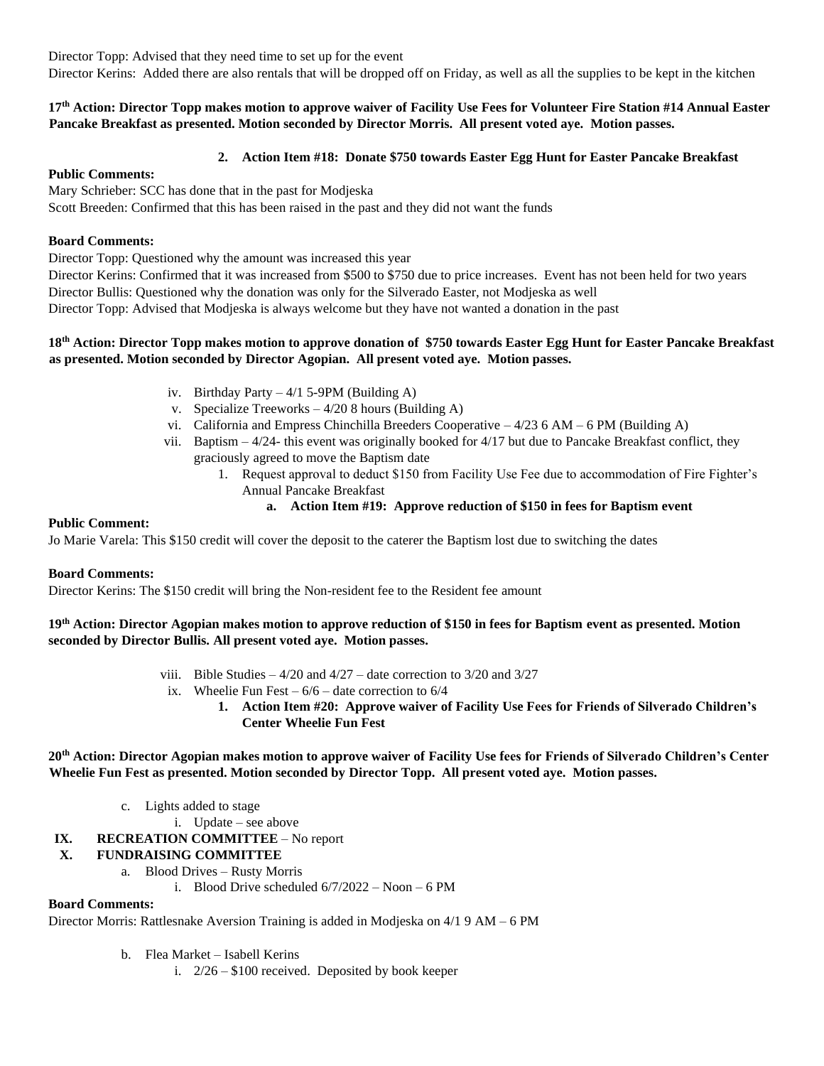Director Topp: Advised that they need time to set up for the event
Director Kerins: Added there are also rentals that will be dropped off on Friday, as well as all the supplies to be kept in the kitchen

**17th Action: Director Topp makes motion to approve waiver of Facility Use Fees for Volunteer Fire Station #14 Annual Easter Pancake Breakfast as presented. Motion seconded by Director Morris. All present voted aye. Motion passes.**

2. **Action Item #18: Donate $750 towards Easter Egg Hunt for Easter Pancake Breakfast**

**Public Comments:**
Mary Schrieber: SCC has done that in the past for Modjeska
Scott Breeden: Confirmed that this has been raised in the past and they did not want the funds

**Board Comments:**
Director Topp: Questioned why the amount was increased this year
Director Kerins: Confirmed that it was increased from $500 to $750 due to price increases. Event has not been held for two years
Director Bullis: Questioned why the donation was only for the Silverado Easter, not Modjeska as well
Director Topp: Advised that Modjeska is always welcome but they have not wanted a donation in the past

**18th Action: Director Topp makes motion to approve donation of $750 towards Easter Egg Hunt for Easter Pancake Breakfast as presented. Motion seconded by Director Agopian. All present voted aye. Motion passes.**

iv. Birthday Party – 4/1 5-9PM (Building A)
v. Specialize Treeworks – 4/20 8 hours (Building A)
vi. California and Empress Chinchilla Breeders Cooperative – 4/23 6 AM – 6 PM (Building A)
vii. Baptism – 4/24- this event was originally booked for 4/17 but due to Pancake Breakfast conflict, they graciously agreed to move the Baptism date
   1. Request approval to deduct $150 from Facility Use Fee due to accommodation of Fire Fighter's Annual Pancake Breakfast
      a. **Action Item #19: Approve reduction of $150 in fees for Baptism event**

**Public Comment:**
Jo Marie Varela: This $150 credit will cover the deposit to the caterer the Baptism lost due to switching the dates

**Board Comments:**
Director Kerins: The $150 credit will bring the Non-resident fee to the Resident fee amount

**19th Action: Director Agopian makes motion to approve reduction of $150 in fees for Baptism event as presented. Motion seconded by Director Bullis. All present voted aye. Motion passes.**

viii. Bible Studies – 4/20 and 4/27 – date correction to 3/20 and 3/27
ix. Wheelie Fun Fest – 6/6 – date correction to 6/4
   1. **Action Item #20: Approve waiver of Facility Use Fees for Friends of Silverado Children's Center Wheelie Fun Fest**

**20th Action: Director Agopian makes motion to approve waiver of Facility Use fees for Friends of Silverado Children's Center Wheelie Fun Fest as presented. Motion seconded by Director Topp. All present voted aye. Motion passes.**

c. Lights added to stage
   i. Update – see above

**IX. RECREATION COMMITTEE** – No report

**X. FUNDRAISING COMMITTEE**

a. Blood Drives – Rusty Morris
   i. Blood Drive scheduled 6/7/2022 – Noon – 6 PM

**Board Comments:**
Director Morris: Rattlesnake Aversion Training is added in Modjeska on 4/1 9 AM – 6 PM

b. Flea Market – Isabell Kerins
   i. 2/26 – $100 received. Deposited by book keeper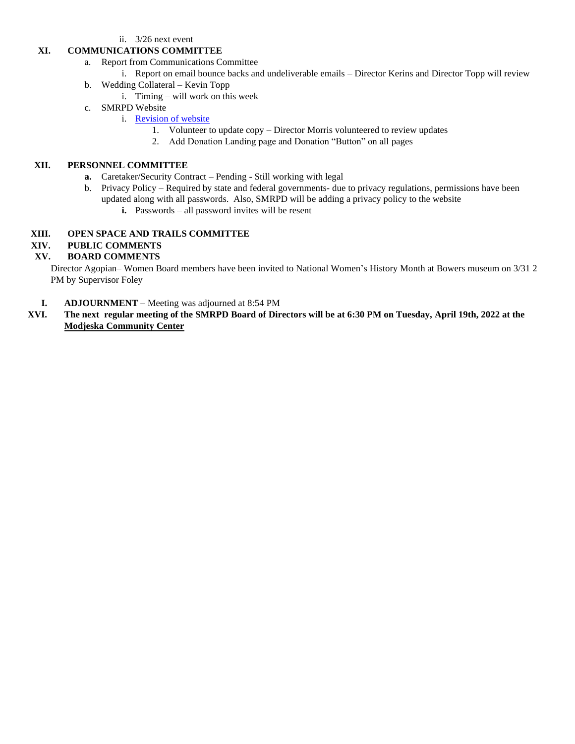ii. 3/26 next event

**XI. COMMUNICATIONS COMMITTEE**

a. Report from Communications Committee
   i. Report on email bounce backs and undeliverable emails – Director Kerins and Director Topp will review
b. Wedding Collateral – Kevin Topp
   i. Timing – will work on this week
c. SMRPD Website
   i. Revision of website
      1. Volunteer to update copy – Director Morris volunteered to review updates
      2. Add Donation Landing page and Donation "Button" on all pages

**XII. PERSONNEL COMMITTEE**

**a.** Caretaker/Security Contract – Pending - Still working with legal
b. Privacy Policy – Required by state and federal governments- due to privacy regulations, permissions have been updated along with all passwords. Also, SMRPD will be adding a privacy policy to the website
   **i.** Passwords – all password invites will be resent

**XIII. OPEN SPACE AND TRAILS COMMITTEE**

**XIV. PUBLIC COMMENTS**

**XV. BOARD COMMENTS**

Director Agopian– Women Board members have been invited to National Women's History Month at Bowers museum on 3/31 2 PM by Supervisor Foley

**I. ADJOURNMENT** – Meeting was adjourned at 8:54 PM

**XVI. The next regular meeting of the SMRPD Board of Directors will be at 6:30 PM on Tuesday, April 19th, 2022 at the Modjeska Community Center**